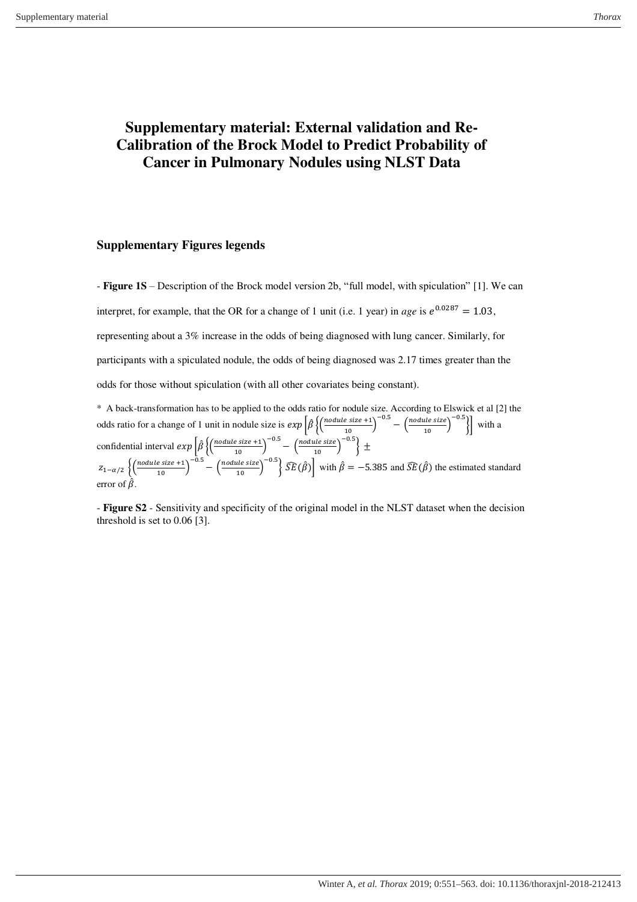# Supplementary material: External validation and Re-Calibration of the Brock Model to Predict Probability of Cancer in Pulmonary Nodules using NLST Data

## Supplementary Figures legends

- **Figure 1S** – Description of the Brock model version 2b, "full model, with spiculation" [1]. We can interpret, for example, that the OR for a change of 1 unit (i.e. 1 year) in *age* is $e^{0.0287} = 1.03$, representing about a 3% increase in the odds of being diagnosed with lung cancer. Similarly, for participants with a spiculated nodule, the odds of being diagnosed was 2.17 times greater than the odds for those without spiculation (with all other covariates being constant).

\* A back-transformation has to be applied to the odds ratio for nodule size. According to Elswick et al [2] the odds ratio for a change of 1 unit in nodule size is $exp\left[\hat{\beta}\left\{\left(\frac{nodule\ size+1}{10}\right)^{-0.5} - \left(\frac{nodule\ size}{10}\right)^{-0.5}\right\}\right]$ with a confidential interval $exp\left[\hat{\beta}\left\{\left(\frac{nodule\ size+1}{10}\right)^{-0.5} - \left(\frac{nodule\ size}{10}\right)^{-0.5}\right\} \pm z_{1-\alpha/2}\left\{\left(\frac{nodule\ size+1}{10}\right)^{-0.5} - \left(\frac{nodule\ size}{10}\right)^{-0.5}\right\}\widehat{SE}(\hat{\beta})\right]$ with $\hat{\beta} = -5.385$ and $\widehat{SE}(\hat{\beta})$ the estimated standard error of $\hat{\beta}$.

- **Figure S2** - Sensitivity and specificity of the original model in the NLST dataset when the decision threshold is set to 0.06 [3].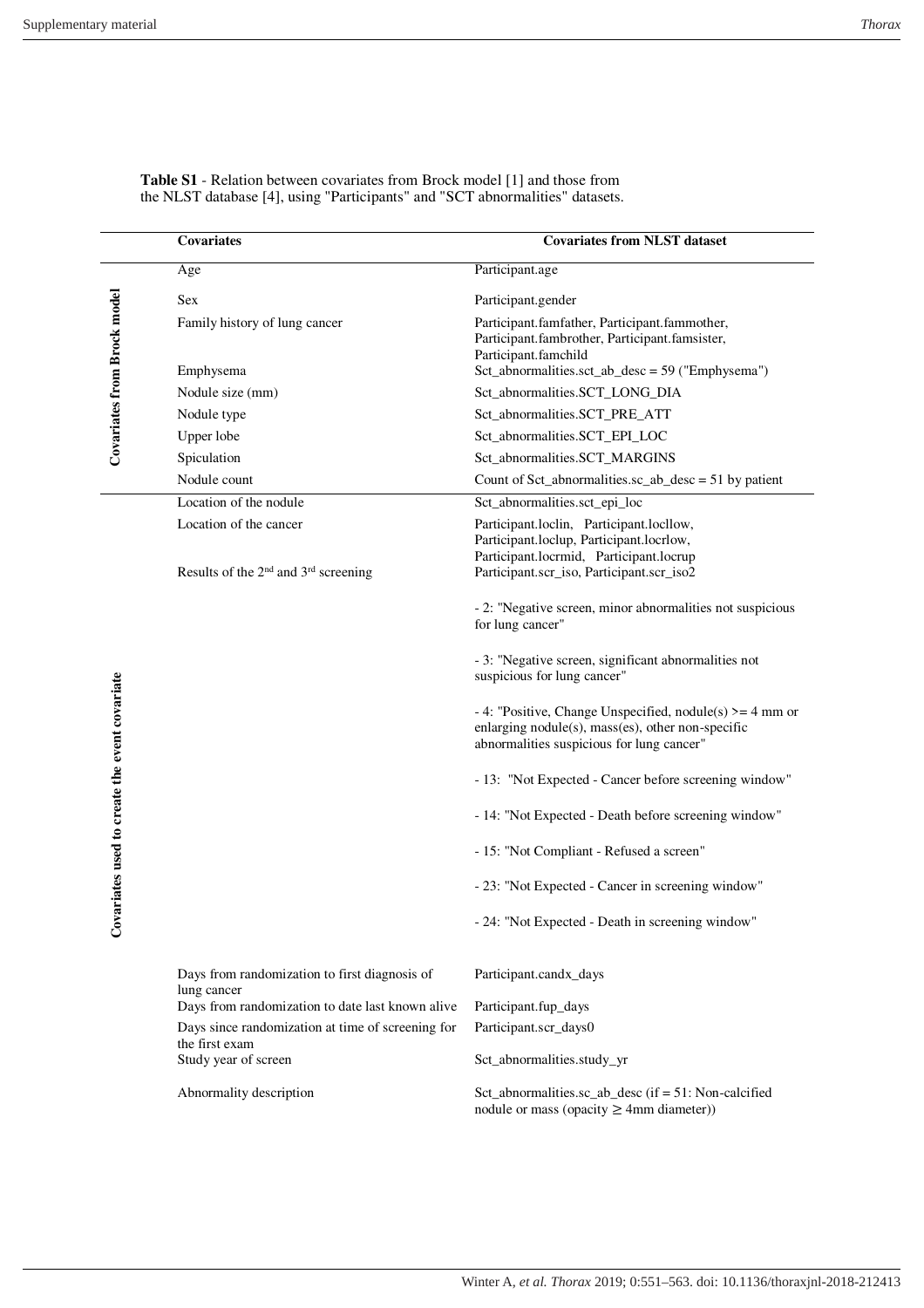**Table S1** - Relation between covariates from Brock model [1] and those from the NLST database [4], using "Participants" and "SCT abnormalities" datasets.

| | Covariates | Covariates from NLST dataset |
|---|---|---|
| Covariates from Brock model | Age | Participant.age |
| | Sex | Participant.gender |
| | Family history of lung cancer | Participant.famfather, Participant.fammother, Participant.fambrother, Participant.famsister, Participant.famchild |
| | Emphysema | Sct_abnormalities.sct_ab_desc = 59 ("Emphysema") |
| | Nodule size (mm) | Sct_abnormalities.SCT_LONG_DIA |
| | Nodule type | Sct_abnormalities.SCT_PRE_ATT |
| | Upper lobe | Sct_abnormalities.SCT_EPI_LOC |
| | Spiculation | Sct_abnormalities.SCT_MARGINS |
| | Nodule count | Count of Sct_abnormalities.sc_ab_desc = 51 by patient |
| Covariates used to create the event covariate | Location of the nodule | Sct_abnormalities.sct_epi_loc |
| | Location of the cancer | Participant.loclin, Participant.locllow, Participant.loclup, Participant.locrlow, Participant.locrmid, Participant.locrup |
| | Results of the 2nd and 3rd screening | Participant.scr_iso, Participant.scr_iso2<br><br>- 2: "Negative screen, minor abnormalities not suspicious for lung cancer"<br><br>- 3: "Negative screen, significant abnormalities not suspicious for lung cancer"<br><br>- 4: "Positive, Change Unspecified, nodule(s) >= 4 mm or enlarging nodule(s), mass(es), other non-specific abnormalities suspicious for lung cancer"<br><br>- 13: "Not Expected - Cancer before screening window"<br><br>- 14: "Not Expected - Death before screening window"<br><br>- 15: "Not Compliant - Refused a screen"<br><br>- 23: "Not Expected - Cancer in screening window"<br><br>- 24: "Not Expected - Death in screening window" |
| | Days from randomization to first diagnosis of lung cancer | Participant.candx_days |
| | Days from randomization to date last known alive | Participant.fup_days |
| | Days since randomization at time of screening for the first exam | Participant.scr_days0 |
| | Study year of screen | Sct_abnormalities.study_yr |
| | Abnormality description | Sct_abnormalities.sc_ab_desc (if = 51: Non-calcified nodule or mass (opacity ≥ 4mm diameter)) |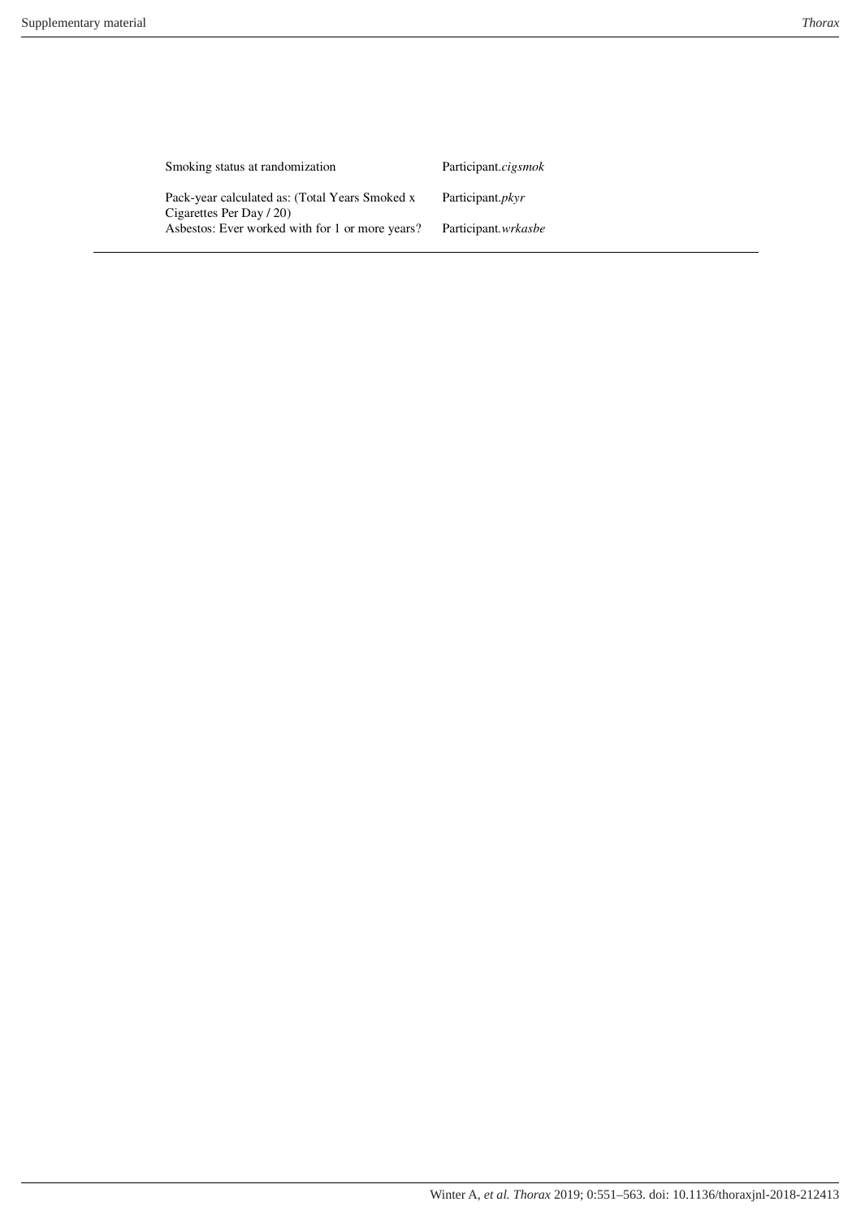| | |
|---|---|
| Smoking status at randomization | Participant.*cigsmok* |
| Pack-year calculated as: (Total Years Smoked x Cigarettes Per Day / 20) | Participant.*pkyr* |
| Asbestos: Ever worked with for 1 or more years? | Participant.*wrkasbe* |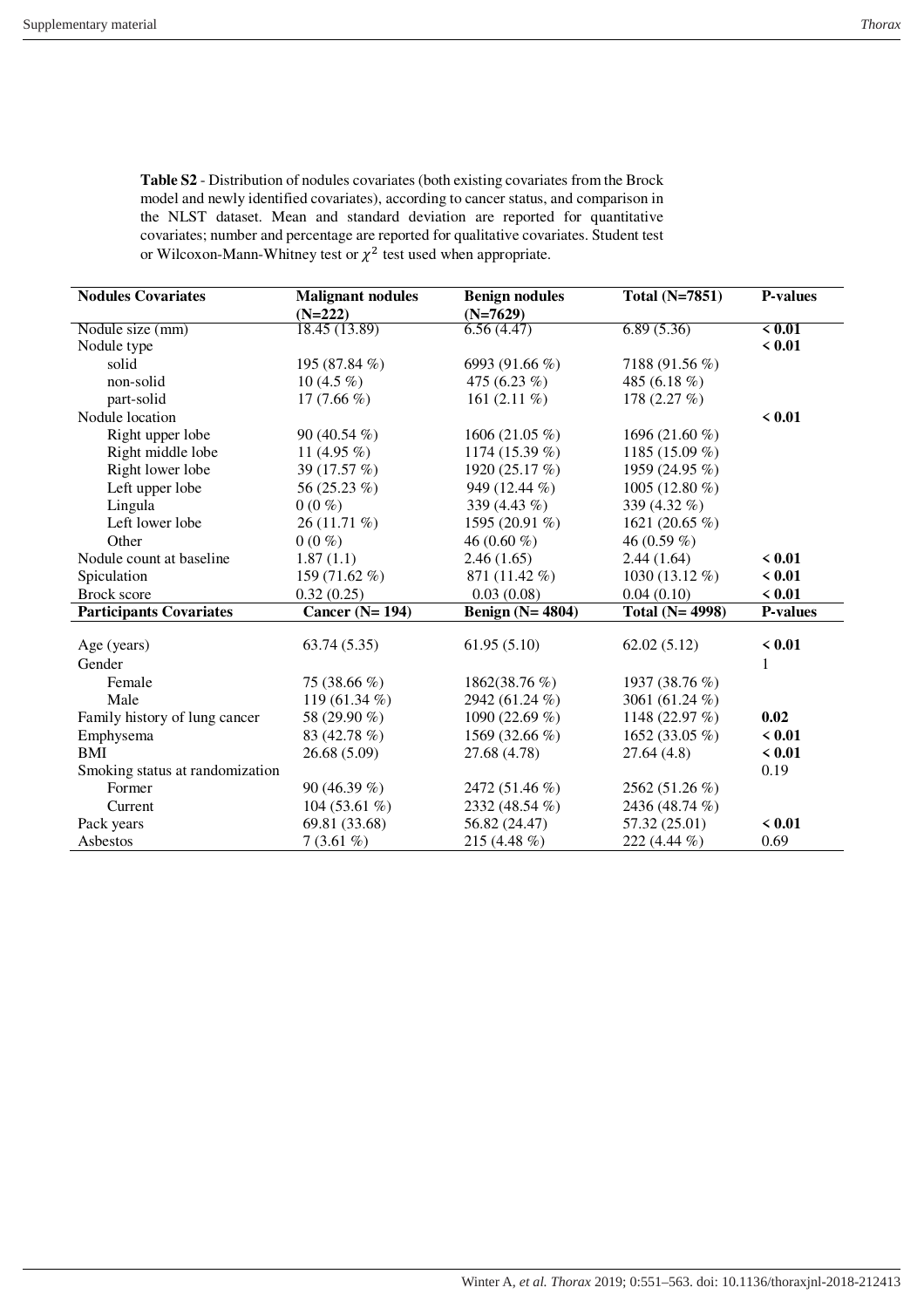**Table S2** - Distribution of nodules covariates (both existing covariates from the Brock model and newly identified covariates), according to cancer status, and comparison in the NLST dataset. Mean and standard deviation are reported for quantitative covariates; number and percentage are reported for qualitative covariates. Student test or Wilcoxon-Mann-Whitney test or $\chi^2$ test used when appropriate.

| **Nodules Covariates** | **Malignant nodules (N=222)** | **Benign nodules (N=7629)** | **Total (N=7851)** | **P-values** |
|---|---|---|---|---|
| Nodule size (mm) | 18.45 (13.89) | 6.56 (4.47) | 6.89 (5.36) | **< 0.01** |
| Nodule type | | | | **< 0.01** |
| solid | 195 (87.84 %) | 6993 (91.66 %) | 7188 (91.56 %) | |
| non-solid | 10 (4.5 %) | 475 (6.23 %) | 485 (6.18 %) | |
| part-solid | 17 (7.66 %) | 161 (2.11 %) | 178 (2.27 %) | |
| Nodule location | | | | **< 0.01** |
| Right upper lobe | 90 (40.54 %) | 1606 (21.05 %) | 1696 (21.60 %) | |
| Right middle lobe | 11 (4.95 %) | 1174 (15.39 %) | 1185 (15.09 %) | |
| Right lower lobe | 39 (17.57 %) | 1920 (25.17 %) | 1959 (24.95 %) | |
| Left upper lobe | 56 (25.23 %) | 949 (12.44 %) | 1005 (12.80 %) | |
| Lingula | 0 (0 %) | 339 (4.43 %) | 339 (4.32 %) | |
| Left lower lobe | 26 (11.71 %) | 1595 (20.91 %) | 1621 (20.65 %) | |
| Other | 0 (0 %) | 46 (0.60 %) | 46 (0.59 %) | |
| Nodule count at baseline | 1.87 (1.1) | 2.46 (1.65) | 2.44 (1.64) | **< 0.01** |
| Spiculation | 159 (71.62 %) | 871 (11.42 %) | 1030 (13.12 %) | **< 0.01** |
| Brock score | 0.32 (0.25) | 0.03 (0.08) | 0.04 (0.10) | **< 0.01** |
| **Participants Covariates** | **Cancer (N= 194)** | **Benign (N= 4804)** | **Total (N= 4998)** | **P-values** |
| Age (years) | 63.74 (5.35) | 61.95 (5.10) | 62.02 (5.12) | **< 0.01** |
| Gender | | | | 1 |
| Female | 75 (38.66 %) | 1862(38.76 %) | 1937 (38.76 %) | |
| Male | 119 (61.34 %) | 2942 (61.24 %) | 3061 (61.24 %) | |
| Family history of lung cancer | 58 (29.90 %) | 1090 (22.69 %) | 1148 (22.97 %) | **0.02** |
| Emphysema | 83 (42.78 %) | 1569 (32.66 %) | 1652 (33.05 %) | **< 0.01** |
| BMI | 26.68 (5.09) | 27.68 (4.78) | 27.64 (4.8) | **< 0.01** |
| Smoking status at randomization | | | | 0.19 |
| Former | 90 (46.39 %) | 2472 (51.46 %) | 2562 (51.26 %) | |
| Current | 104 (53.61 %) | 2332 (48.54 %) | 2436 (48.74 %) | |
| Pack years | 69.81 (33.68) | 56.82 (24.47) | 57.32 (25.01) | **< 0.01** |
| Asbestos | 7 (3.61 %) | 215 (4.48 %) | 222 (4.44 %) | 0.69 |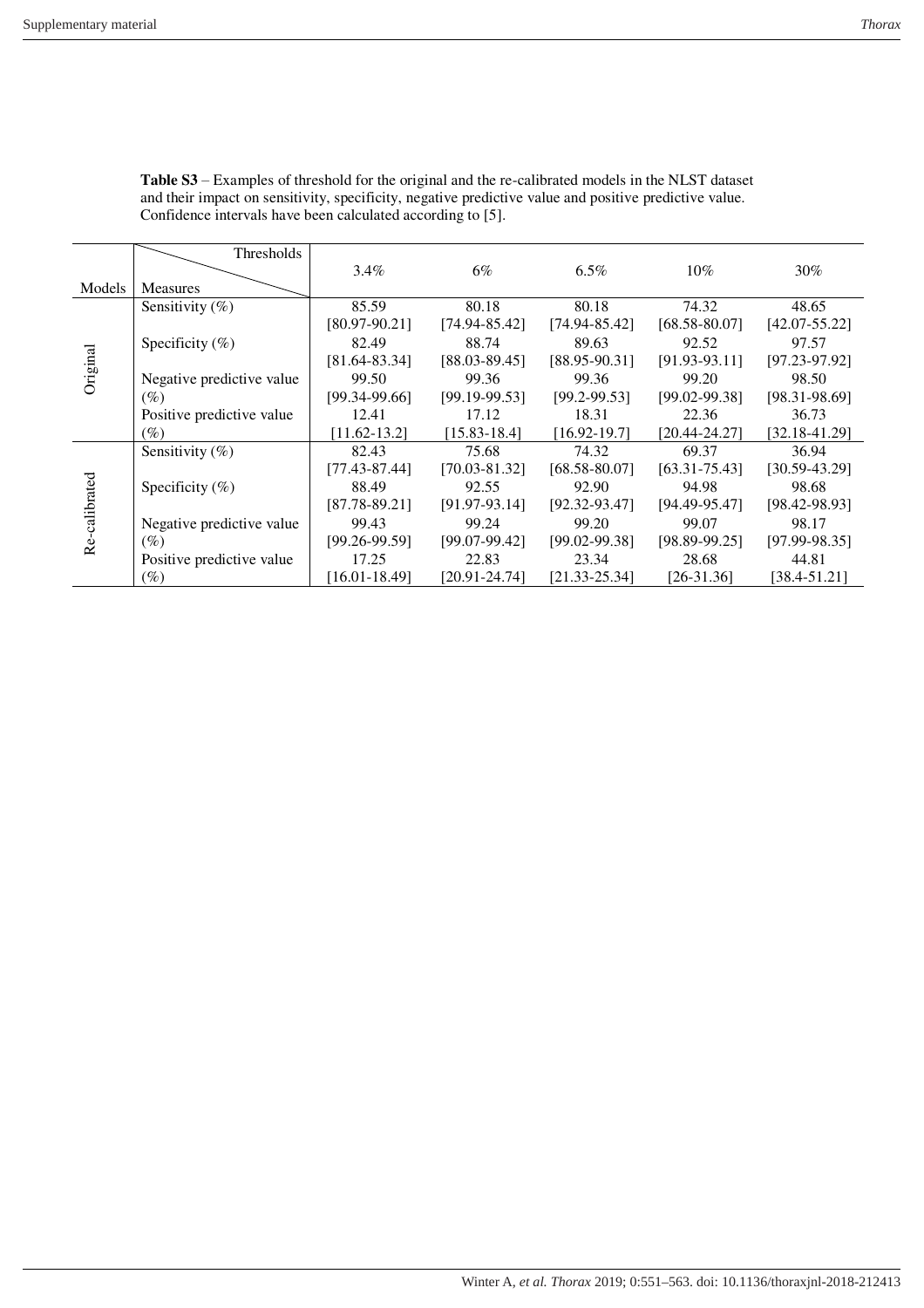**Table S3** – Examples of threshold for the original and the re-calibrated models in the NLST dataset and their impact on sensitivity, specificity, negative predictive value and positive predictive value. Confidence intervals have been calculated according to [5].

| Models | Measures \ Thresholds | 3.4% | 6% | 6.5% | 10% | 30% |
|---|---|---|---|---|---|---|
| Original | Sensitivity (%) | 85.59 [80.97-90.21] | 80.18 [74.94-85.42] | 80.18 [74.94-85.42] | 74.32 [68.58-80.07] | 48.65 [42.07-55.22] |
| | Specificity (%) | 82.49 [81.64-83.34] | 88.74 [88.03-89.45] | 89.63 [88.95-90.31] | 92.52 [91.93-93.11] | 97.57 [97.23-97.92] |
| | Negative predictive value (%) | 99.50 [99.34-99.66] | 99.36 [99.19-99.53] | 99.36 [99.2-99.53] | 99.20 [99.02-99.38] | 98.50 [98.31-98.69] |
| | Positive predictive value (%) | 12.41 [11.62-13.2] | 17.12 [15.83-18.4] | 18.31 [16.92-19.7] | 22.36 [20.44-24.27] | 36.73 [32.18-41.29] |
| Re-calibrated | Sensitivity (%) | 82.43 [77.43-87.44] | 75.68 [70.03-81.32] | 74.32 [68.58-80.07] | 69.37 [63.31-75.43] | 36.94 [30.59-43.29] |
| | Specificity (%) | 88.49 [87.78-89.21] | 92.55 [91.97-93.14] | 92.90 [92.32-93.47] | 94.98 [94.49-95.47] | 98.68 [98.42-98.93] |
| | Negative predictive value (%) | 99.43 [99.26-99.59] | 99.24 [99.07-99.42] | 99.20 [99.02-99.38] | 99.07 [98.89-99.25] | 98.17 [97.99-98.35] |
| | Positive predictive value (%) | 17.25 [16.01-18.49] | 22.83 [20.91-24.74] | 23.34 [21.33-25.34] | 28.68 [26-31.36] | 44.81 [38.4-51.21] |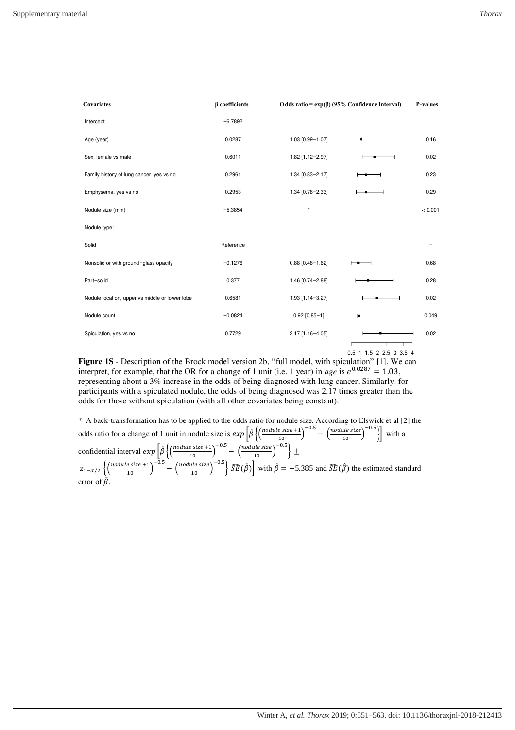| Covariates | β coefficients | Odds ratio = exp(β) (95% Confidence Interval) | P-values |
|---|---|---|---|
| Intercept | −6.7892 | | |
| Age (year) | 0.0287 | 1.03 [0.99−1.07] | 0.16 |
| Sex, female vs male | 0.6011 | 1.82 [1.12−2.97] | 0.02 |
| Family history of lung cancer, yes vs no | 0.2961 | 1.34 [0.83−2.17] | 0.23 |
| Emphysema, yes vs no | 0.2953 | 1.34 [0.78−2.33] | 0.29 |
| Nodule size (mm) | −5.3854 | * | < 0.001 |
| Nodule type: | | | |
| Solid | Reference | | − |
| Nonsolid or with ground−glass opacity | −0.1276 | 0.88 [0.48−1.62] | 0.68 |
| Part−solid | 0.377 | 1.46 [0.74−2.88] | 0.28 |
| Nodule location, upper vs middle or lower lobe | 0.6581 | 1.93 [1.14−3.27] | 0.02 |
| Nodule count | −0.0824 | 0.92 [0.85−1] | 0.049 |
| Spiculation, yes vs no | 0.7729 | 2.17 [1.16−4.05] | 0.02 |

**Figure 1S** - Description of the Brock model version 2b, "full model, with spiculation" [1]. We can interpret, for example, that the OR for a change of 1 unit (i.e. 1 year) in *age* is $e^{0.0287} = 1.03$, representing about a 3% increase in the odds of being diagnosed with lung cancer. Similarly, for participants with a spiculated nodule, the odds of being diagnosed was 2.17 times greater than the odds for those without spiculation (with all other covariates being constant).

* A back-transformation has to be applied to the odds ratio for nodule size. According to Elswick et al [2] the odds ratio for a change of 1 unit in nodule size is $exp\left[\hat{\beta}\left\{\left(\frac{nodule\ size+1}{10}\right)^{-0.5} - \left(\frac{nodule\ size}{10}\right)^{-0.5}\right\}\right]$ with a confidential interval $exp\left[\hat{\beta}\left\{\left(\frac{nodule\ size+1}{10}\right)^{-0.5} - \left(\frac{nodule\ size}{10}\right)^{-0.5}\right\} \pm z_{1-\alpha/2}\left\{\left(\frac{nodule\ size+1}{10}\right)^{-0.5} - \left(\frac{nodule\ size}{10}\right)^{-0.5}\right\}\widehat{SE}(\hat{\beta})\right]$ with $\hat{\beta} = -5.385$ and $\widehat{SE}(\hat{\beta})$ the estimated standard error of $\hat{\beta}$.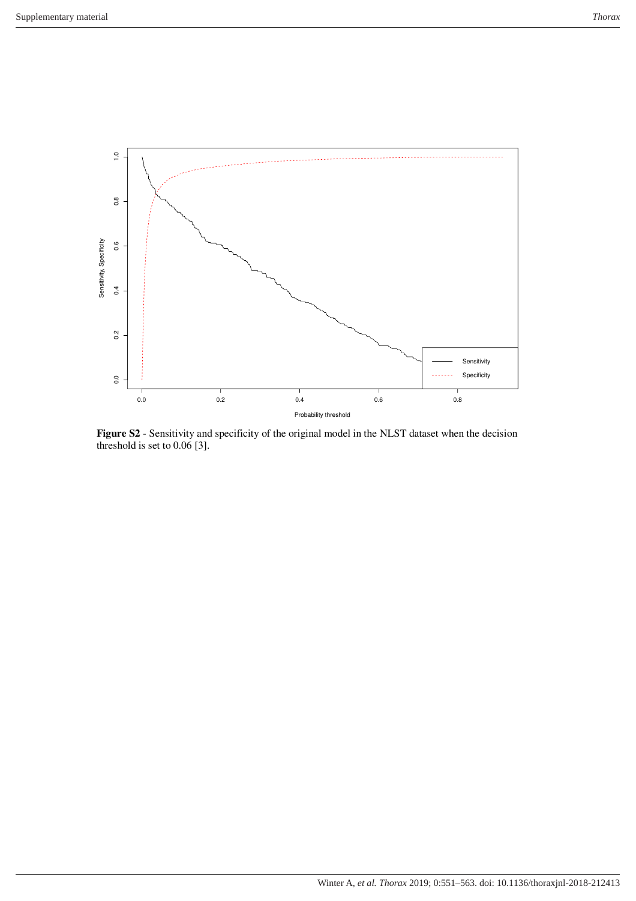**Figure S2** - Sensitivity and specificity of the original model in the NLST dataset when the decision threshold is set to 0.06 [3].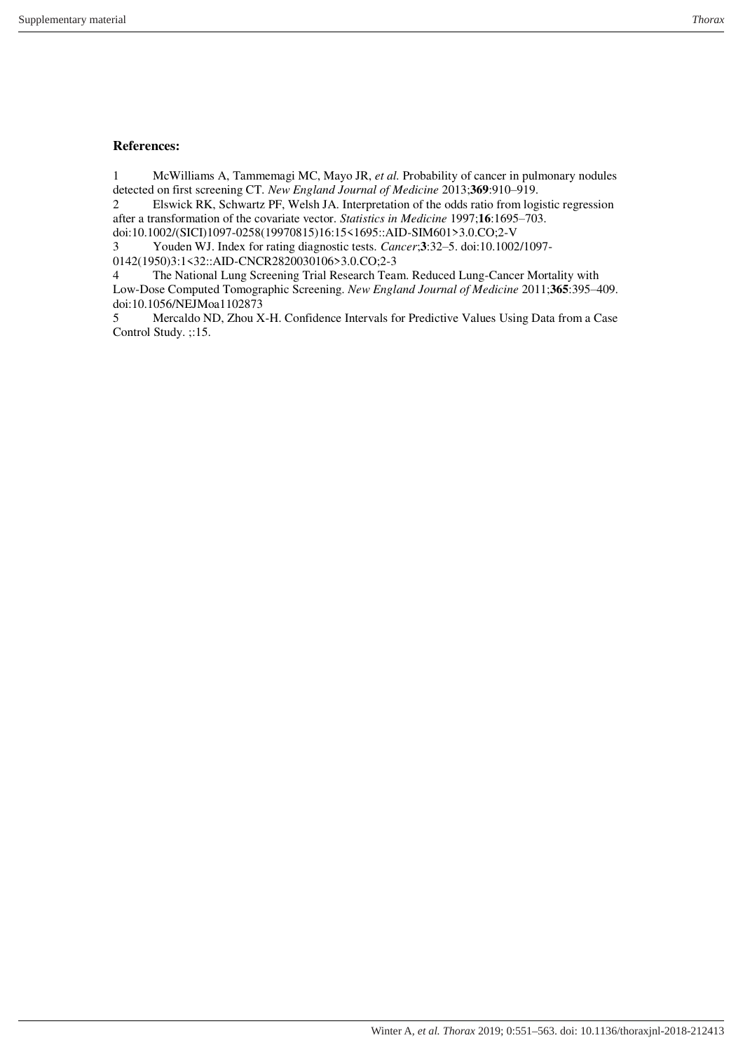**References:**

1 McWilliams A, Tammemagi MC, Mayo JR, *et al.* Probability of cancer in pulmonary nodules detected on first screening CT. *New England Journal of Medicine* 2013;**369**:910–919.

2 Elswick RK, Schwartz PF, Welsh JA. Interpretation of the odds ratio from logistic regression after a transformation of the covariate vector. *Statistics in Medicine* 1997;**16**:1695–703. doi:10.1002/(SICI)1097-0258(19970815)16:15<1695::AID-SIM601>3.0.CO;2-V

3 Youden WJ. Index for rating diagnostic tests. *Cancer*;**3**:32–5. doi:10.1002/1097-0142(1950)3:1<32::AID-CNCR2820030106>3.0.CO;2-3

4 The National Lung Screening Trial Research Team. Reduced Lung-Cancer Mortality with Low-Dose Computed Tomographic Screening. *New England Journal of Medicine* 2011;**365**:395–409. doi:10.1056/NEJMoa1102873

5 Mercaldo ND, Zhou X-H. Confidence Intervals for Predictive Values Using Data from a Case Control Study. ;:15.